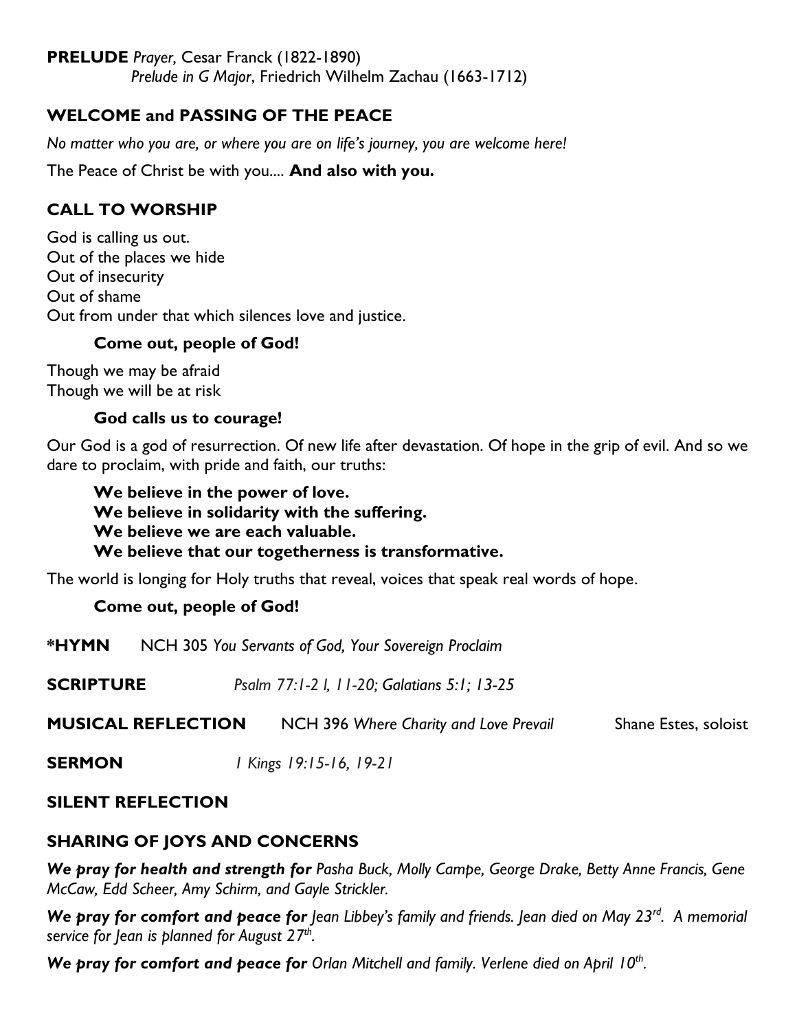**PRELUDE** *Prayer,* Cesar Franck (1822-1890)
*Prelude in G Major*, Friedrich Wilhelm Zachau (1663-1712)

## WELCOME and PASSING OF THE PEACE

*No matter who you are, or where you are on life's journey, you are welcome here!*

The Peace of Christ be with you.... **And also with you.**

## CALL TO WORSHIP

God is calling us out.
Out of the places we hide
Out of insecurity
Out of shame
Out from under that which silences love and justice.

**Come out, people of God!**

Though we may be afraid
Though we will be at risk

**God calls us to courage!**

Our God is a god of resurrection. Of new life after devastation. Of hope in the grip of evil. And so we dare to proclaim, with pride and faith, our truths:

**We believe in the power of love.**
**We believe in solidarity with the suffering.**
**We believe we are each valuable.**
**We believe that our togetherness is transformative.**

The world is longing for Holy truths that reveal, voices that speak real words of hope.

**Come out, people of God!**

**\*HYMN** NCH 305 *You Servants of God, Your Sovereign Proclaim*

**SCRIPTURE** *Psalm 77:1-2 l, 11-20; Galatians 5:1; 13-25*

**MUSICAL REFLECTION** NCH 396 *Where Charity and Love Prevail* Shane Estes, soloist

**SERMON** *1 Kings 19:15-16, 19-21*

## SILENT REFLECTION

## SHARING OF JOYS AND CONCERNS

***We pray for health and strength for*** *Pasha Buck, Molly Campe, George Drake, Betty Anne Francis, Gene McCaw, Edd Scheer, Amy Schirm, and Gayle Strickler.*

***We pray for comfort and peace for*** *Jean Libbey's family and friends. Jean died on May 23rd. A memorial service for Jean is planned for August 27th.*

***We pray for comfort and peace for*** *Orlan Mitchell and family. Verlene died on April 10th.*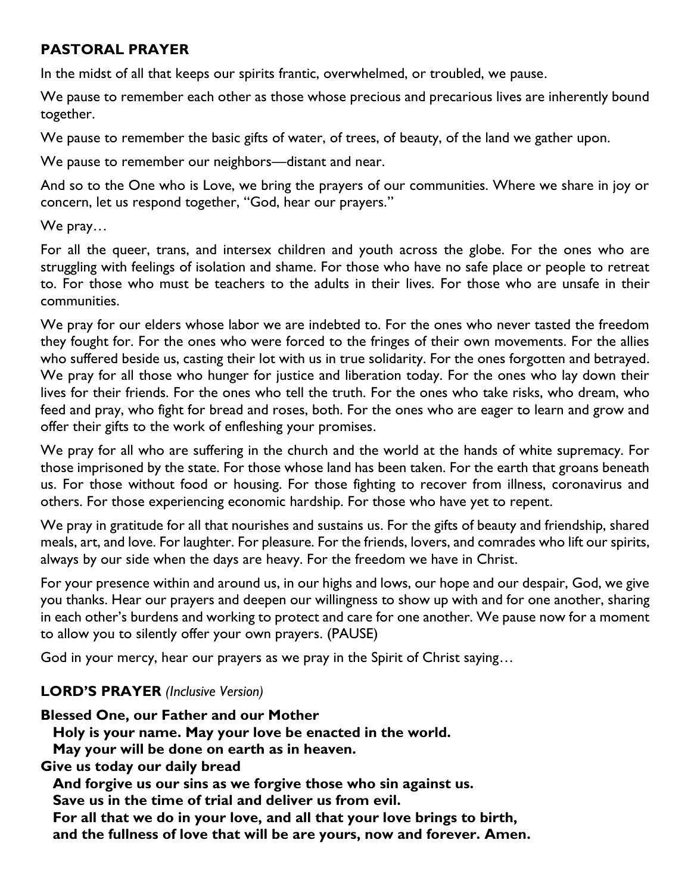## PASTORAL PRAYER

In the midst of all that keeps our spirits frantic, overwhelmed, or troubled, we pause.

We pause to remember each other as those whose precious and precarious lives are inherently bound together.

We pause to remember the basic gifts of water, of trees, of beauty, of the land we gather upon.

We pause to remember our neighbors—distant and near.

And so to the One who is Love, we bring the prayers of our communities. Where we share in joy or concern, let us respond together, "God, hear our prayers."

We pray…

For all the queer, trans, and intersex children and youth across the globe. For the ones who are struggling with feelings of isolation and shame. For those who have no safe place or people to retreat to. For those who must be teachers to the adults in their lives. For those who are unsafe in their communities.

We pray for our elders whose labor we are indebted to. For the ones who never tasted the freedom they fought for. For the ones who were forced to the fringes of their own movements. For the allies who suffered beside us, casting their lot with us in true solidarity. For the ones forgotten and betrayed. We pray for all those who hunger for justice and liberation today. For the ones who lay down their lives for their friends. For the ones who tell the truth. For the ones who take risks, who dream, who feed and pray, who fight for bread and roses, both. For the ones who are eager to learn and grow and offer their gifts to the work of enfleshing your promises.

We pray for all who are suffering in the church and the world at the hands of white supremacy. For those imprisoned by the state. For those whose land has been taken. For the earth that groans beneath us. For those without food or housing. For those fighting to recover from illness, coronavirus and others. For those experiencing economic hardship. For those who have yet to repent.

We pray in gratitude for all that nourishes and sustains us. For the gifts of beauty and friendship, shared meals, art, and love. For laughter. For pleasure. For the friends, lovers, and comrades who lift our spirits, always by our side when the days are heavy. For the freedom we have in Christ.

For your presence within and around us, in our highs and lows, our hope and our despair, God, we give you thanks. Hear our prayers and deepen our willingness to show up with and for one another, sharing in each other's burdens and working to protect and care for one another. We pause now for a moment to allow you to silently offer your own prayers. (PAUSE)

God in your mercy, hear our prayers as we pray in the Spirit of Christ saying…

## LORD'S PRAYER *(Inclusive Version)*

**Blessed One, our Father and our Mother**
**Holy is your name. May your love be enacted in the world.**
**May your will be done on earth as in heaven.**
**Give us today our daily bread**
**And forgive us our sins as we forgive those who sin against us.**
**Save us in the time of trial and deliver us from evil.**
**For all that we do in your love, and all that your love brings to birth,**
**and the fullness of love that will be are yours, now and forever. Amen.**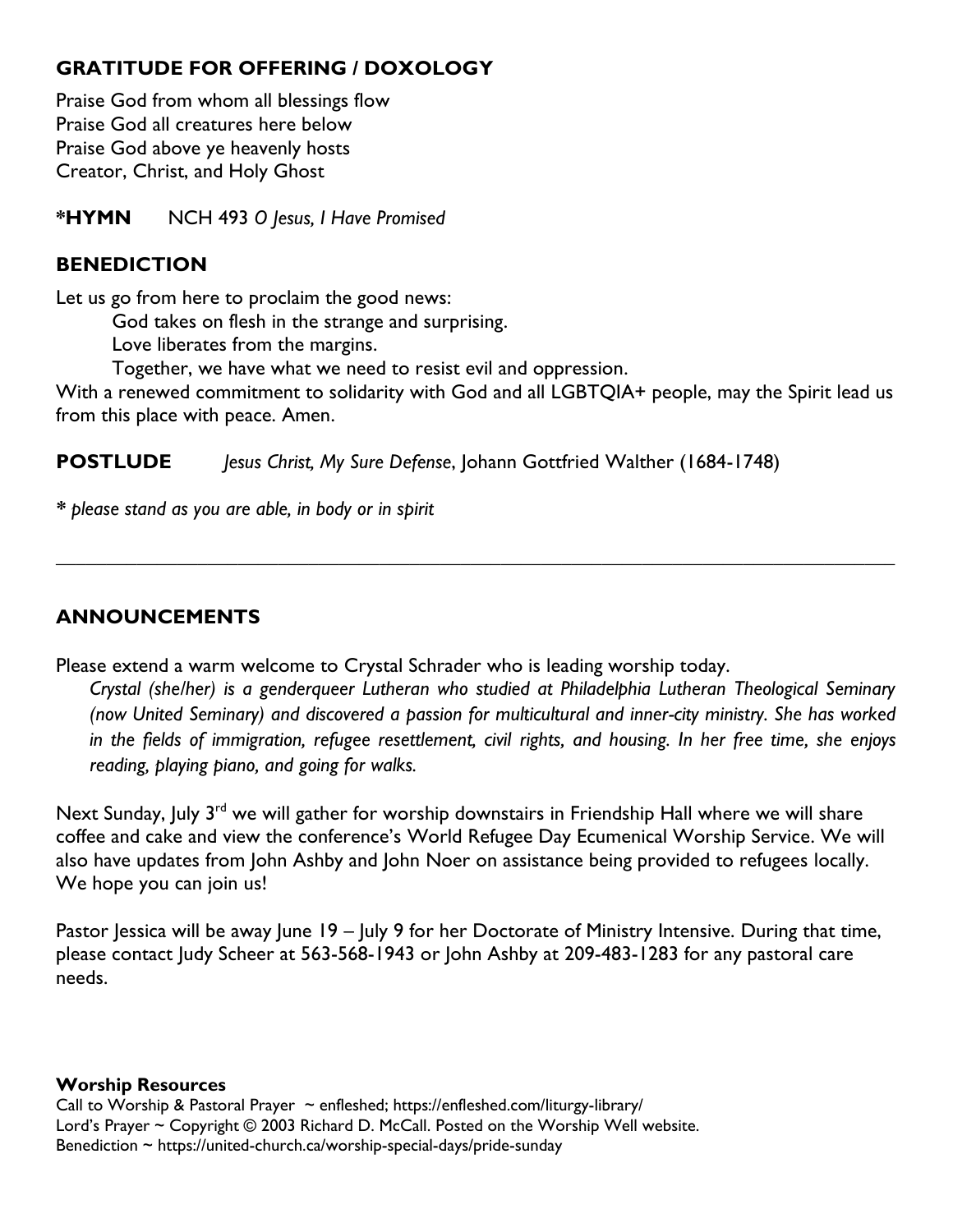## GRATITUDE FOR OFFERING / DOXOLOGY

Praise God from whom all blessings flow
Praise God all creatures here below
Praise God above ye heavenly hosts
Creator, Christ, and Holy Ghost

***HYMN** NCH 493 *O Jesus, I Have Promised*

## BENEDICTION

Let us go from here to proclaim the good news:

God takes on flesh in the strange and surprising.
Love liberates from the margins.
Together, we have what we need to resist evil and oppression.

With a renewed commitment to solidarity with God and all LGBTQIA+ people, may the Spirit lead us from this place with peace. Amen.

**POSTLUDE** *Jesus Christ, My Sure Defense*, Johann Gottfried Walther (1684-1748)

*\* please stand as you are able, in body or in spirit*

---

## ANNOUNCEMENTS

Please extend a warm welcome to Crystal Schrader who is leading worship today.

*Crystal (she/her) is a genderqueer Lutheran who studied at Philadelphia Lutheran Theological Seminary (now United Seminary) and discovered a passion for multicultural and inner-city ministry. She has worked in the fields of immigration, refugee resettlement, civil rights, and housing. In her free time, she enjoys reading, playing piano, and going for walks.*

Next Sunday, July 3rd we will gather for worship downstairs in Friendship Hall where we will share coffee and cake and view the conference's World Refugee Day Ecumenical Worship Service. We will also have updates from John Ashby and John Noer on assistance being provided to refugees locally. We hope you can join us!

Pastor Jessica will be away June 19 – July 9 for her Doctorate of Ministry Intensive. During that time, please contact Judy Scheer at 563-568-1943 or John Ashby at 209-483-1283 for any pastoral care needs.

**Worship Resources**
Call to Worship & Pastoral Prayer ~ enfleshed; https://enfleshed.com/liturgy-library/
Lord's Prayer ~ Copyright © 2003 Richard D. McCall. Posted on the Worship Well website.
Benediction ~ https://united-church.ca/worship-special-days/pride-sunday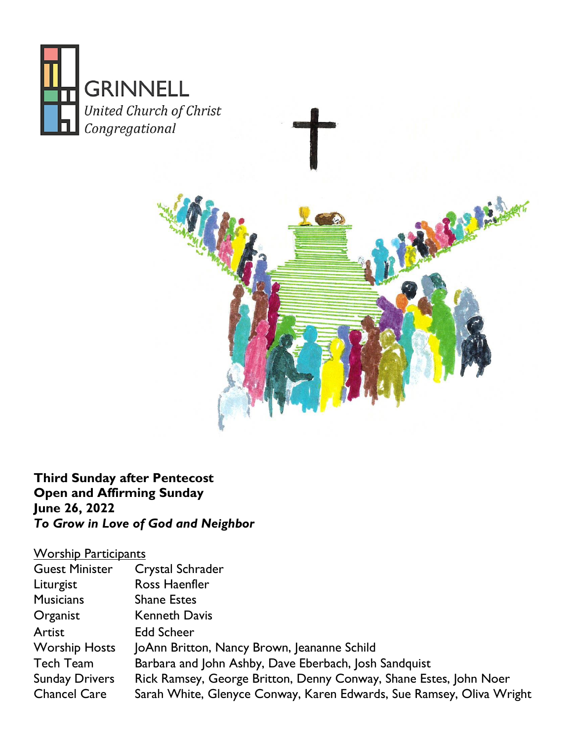GRINNELL

*United Church of Christ*

*Congregational*

**Third Sunday after Pentecost**
**Open and Affirming Sunday**
**June 26, 2022**
***To Grow in Love of God and Neighbor***

Worship Participants

| | |
|---|---|
| Guest Minister | Crystal Schrader |
| Liturgist | Ross Haenfler |
| Musicians | Shane Estes |
| Organist | Kenneth Davis |
| Artist | Edd Scheer |
| Worship Hosts | JoAnn Britton, Nancy Brown, Jeananne Schild |
| Tech Team | Barbara and John Ashby, Dave Eberbach, Josh Sandquist |
| Sunday Drivers | Rick Ramsey, George Britton, Denny Conway, Shane Estes, John Noer |
| Chancel Care | Sarah White, Glenyce Conway, Karen Edwards, Sue Ramsey, Oliva Wright |